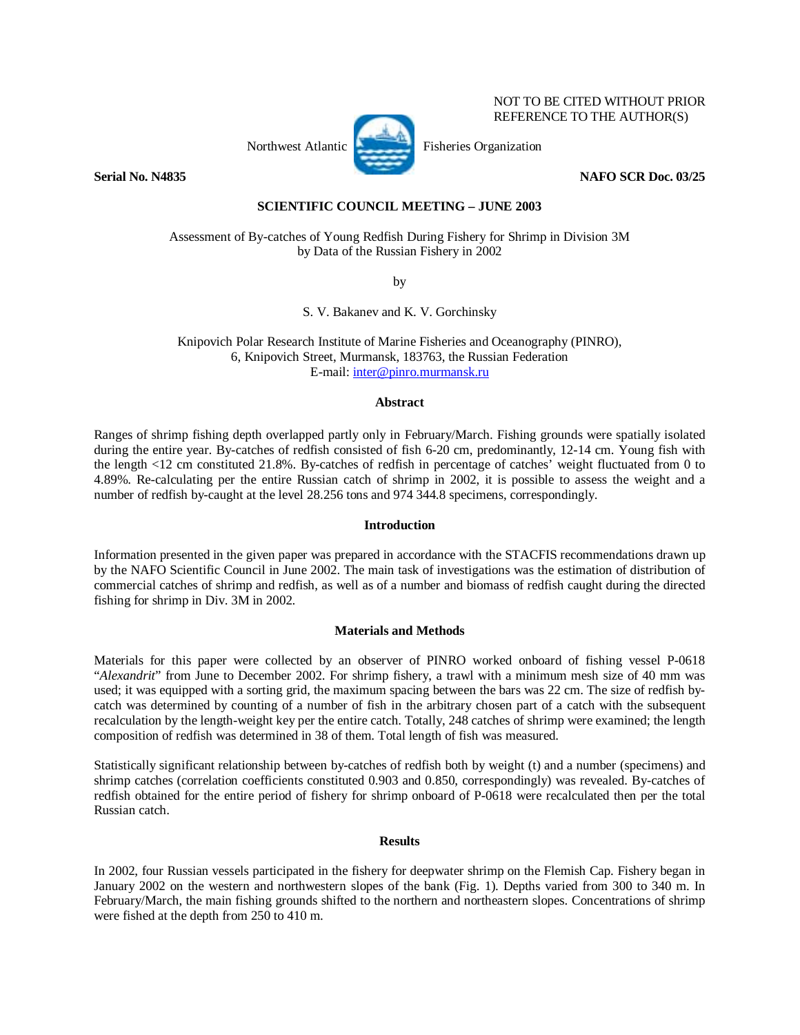NOT TO BE CITED WITHOUT PRIOR REFERENCE TO THE AUTHOR(S)

Northwest Atlantic Fisheries Organization

**Serial No. N4835** **NAFO SCR Doc. 03/25**

**SCIENTIFIC COUNCIL MEETING – JUNE 2003**

Assessment of By-catches of Young Redfish During Fishery for Shrimp in Division 3M by Data of the Russian Fishery in 2002

by

S. V. Bakanev and K. V. Gorchinsky

Knipovich Polar Research Institute of Marine Fisheries and Oceanography (PINRO),
6, Knipovich Street, Murmansk, 183763, the Russian Federation
E-mail: inter@pinro.murmansk.ru

## Abstract

Ranges of shrimp fishing depth overlapped partly only in February/March. Fishing grounds were spatially isolated during the entire year. By-catches of redfish consisted of fish 6-20 cm, predominantly, 12-14 cm. Young fish with the length <12 cm constituted 21.8%. By-catches of redfish in percentage of catches' weight fluctuated from 0 to 4.89%. Re-calculating per the entire Russian catch of shrimp in 2002, it is possible to assess the weight and a number of redfish by-caught at the level 28.256 tons and 974 344.8 specimens, correspondingly.

## Introduction

Information presented in the given paper was prepared in accordance with the STACFIS recommendations drawn up by the NAFO Scientific Council in June 2002. The main task of investigations was the estimation of distribution of commercial catches of shrimp and redfish, as well as of a number and biomass of redfish caught during the directed fishing for shrimp in Div. 3M in 2002.

## Materials and Methods

Materials for this paper were collected by an observer of PINRO worked onboard of fishing vessel P-0618 "*Alexandrit*" from June to December 2002. For shrimp fishery, a trawl with a minimum mesh size of 40 mm was used; it was equipped with a sorting grid, the maximum spacing between the bars was 22 cm. The size of redfish by-catch was determined by counting of a number of fish in the arbitrary chosen part of a catch with the subsequent recalculation by the length-weight key per the entire catch. Totally, 248 catches of shrimp were examined; the length composition of redfish was determined in 38 of them. Total length of fish was measured.

Statistically significant relationship between by-catches of redfish both by weight (t) and a number (specimens) and shrimp catches (correlation coefficients constituted 0.903 and 0.850, correspondingly) was revealed. By-catches of redfish obtained for the entire period of fishery for shrimp onboard of P-0618 were recalculated then per the total Russian catch.

## Results

In 2002, four Russian vessels participated in the fishery for deepwater shrimp on the Flemish Cap. Fishery began in January 2002 on the western and northwestern slopes of the bank (Fig. 1). Depths varied from 300 to 340 m. In February/March, the main fishing grounds shifted to the northern and northeastern slopes. Concentrations of shrimp were fished at the depth from 250 to 410 m.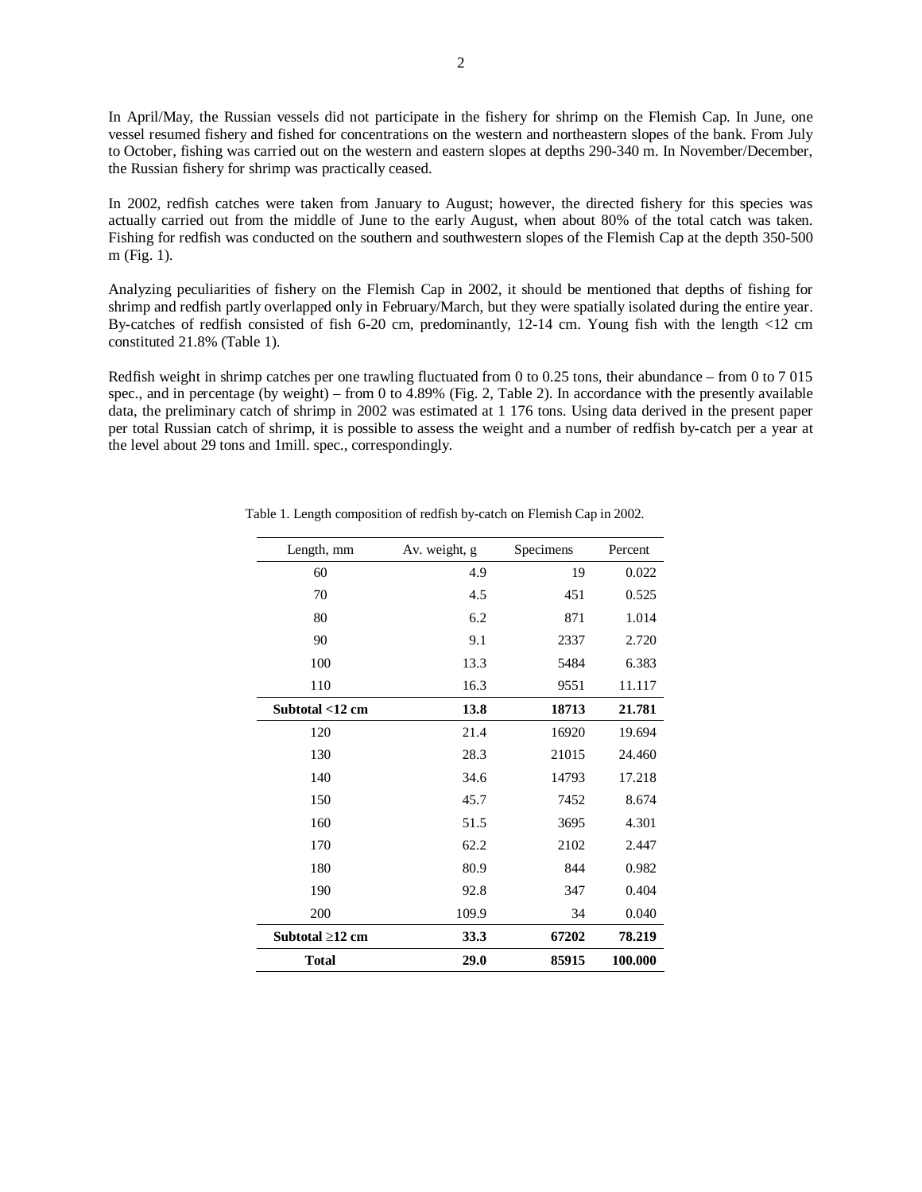In April/May, the Russian vessels did not participate in the fishery for shrimp on the Flemish Cap. In June, one vessel resumed fishery and fished for concentrations on the western and northeastern slopes of the bank. From July to October, fishing was carried out on the western and eastern slopes at depths 290-340 m. In November/December, the Russian fishery for shrimp was practically ceased.

In 2002, redfish catches were taken from January to August; however, the directed fishery for this species was actually carried out from the middle of June to the early August, when about 80% of the total catch was taken. Fishing for redfish was conducted on the southern and southwestern slopes of the Flemish Cap at the depth 350-500 m (Fig. 1).

Analyzing peculiarities of fishery on the Flemish Cap in 2002, it should be mentioned that depths of fishing for shrimp and redfish partly overlapped only in February/March, but they were spatially isolated during the entire year. By-catches of redfish consisted of fish 6-20 cm, predominantly, 12-14 cm. Young fish with the length <12 cm constituted 21.8% (Table 1).

Redfish weight in shrimp catches per one trawling fluctuated from 0 to 0.25 tons, their abundance – from 0 to 7 015 spec., and in percentage (by weight) – from 0 to 4.89% (Fig. 2, Table 2). In accordance with the presently available data, the preliminary catch of shrimp in 2002 was estimated at 1 176 tons. Using data derived in the present paper per total Russian catch of shrimp, it is possible to assess the weight and a number of redfish by-catch per a year at the level about 29 tons and 1mill. spec., correspondingly.

Table 1. Length composition of redfish by-catch on Flemish Cap in 2002.

| Length, mm | Av. weight, g | Specimens | Percent |
|---|---|---|---|
| 60 | 4.9 | 19 | 0.022 |
| 70 | 4.5 | 451 | 0.525 |
| 80 | 6.2 | 871 | 1.014 |
| 90 | 9.1 | 2337 | 2.720 |
| 100 | 13.3 | 5484 | 6.383 |
| 110 | 16.3 | 9551 | 11.117 |
| **Subtotal <12 cm** | **13.8** | **18713** | **21.781** |
| 120 | 21.4 | 16920 | 19.694 |
| 130 | 28.3 | 21015 | 24.460 |
| 140 | 34.6 | 14793 | 17.218 |
| 150 | 45.7 | 7452 | 8.674 |
| 160 | 51.5 | 3695 | 4.301 |
| 170 | 62.2 | 2102 | 2.447 |
| 180 | 80.9 | 844 | 0.982 |
| 190 | 92.8 | 347 | 0.404 |
| 200 | 109.9 | 34 | 0.040 |
| **Subtotal ≥12 cm** | **33.3** | **67202** | **78.219** |
| **Total** | **29.0** | **85915** | **100.000** |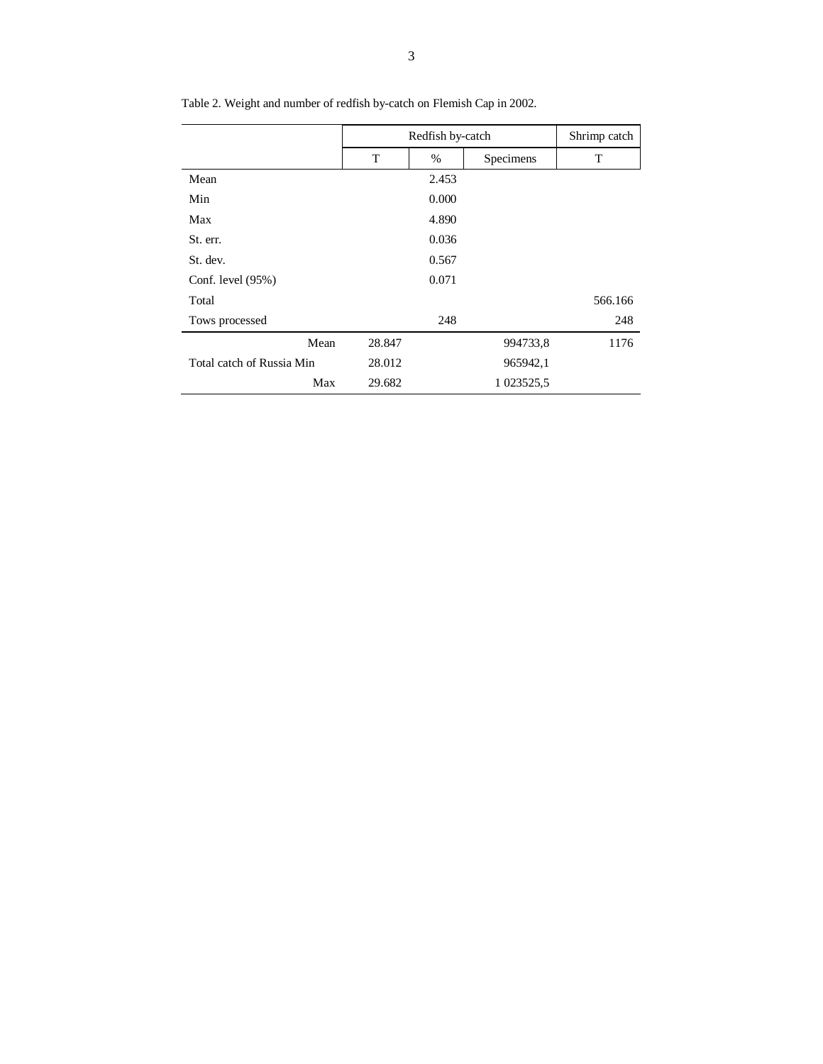Table 2. Weight and number of redfish by-catch on Flemish Cap in 2002.

| | Redfish by-catch | | | Shrimp catch |
|---|---|---|---|---|
| | T | % | Specimens | T |
| Mean | | 2.453 | | |
| Min | | 0.000 | | |
| Max | | 4.890 | | |
| St. err. | | 0.036 | | |
| St. dev. | | 0.567 | | |
| Conf. level (95%) | | 0.071 | | |
| Total | | | | 566.166 |
| Tows processed | | 248 | | 248 |
| Mean | 28.847 | | 994733,8 | 1176 |
| Total catch of Russia Min | 28.012 | | 965942,1 | |
| Max | 29.682 | | 1 023525,5 | |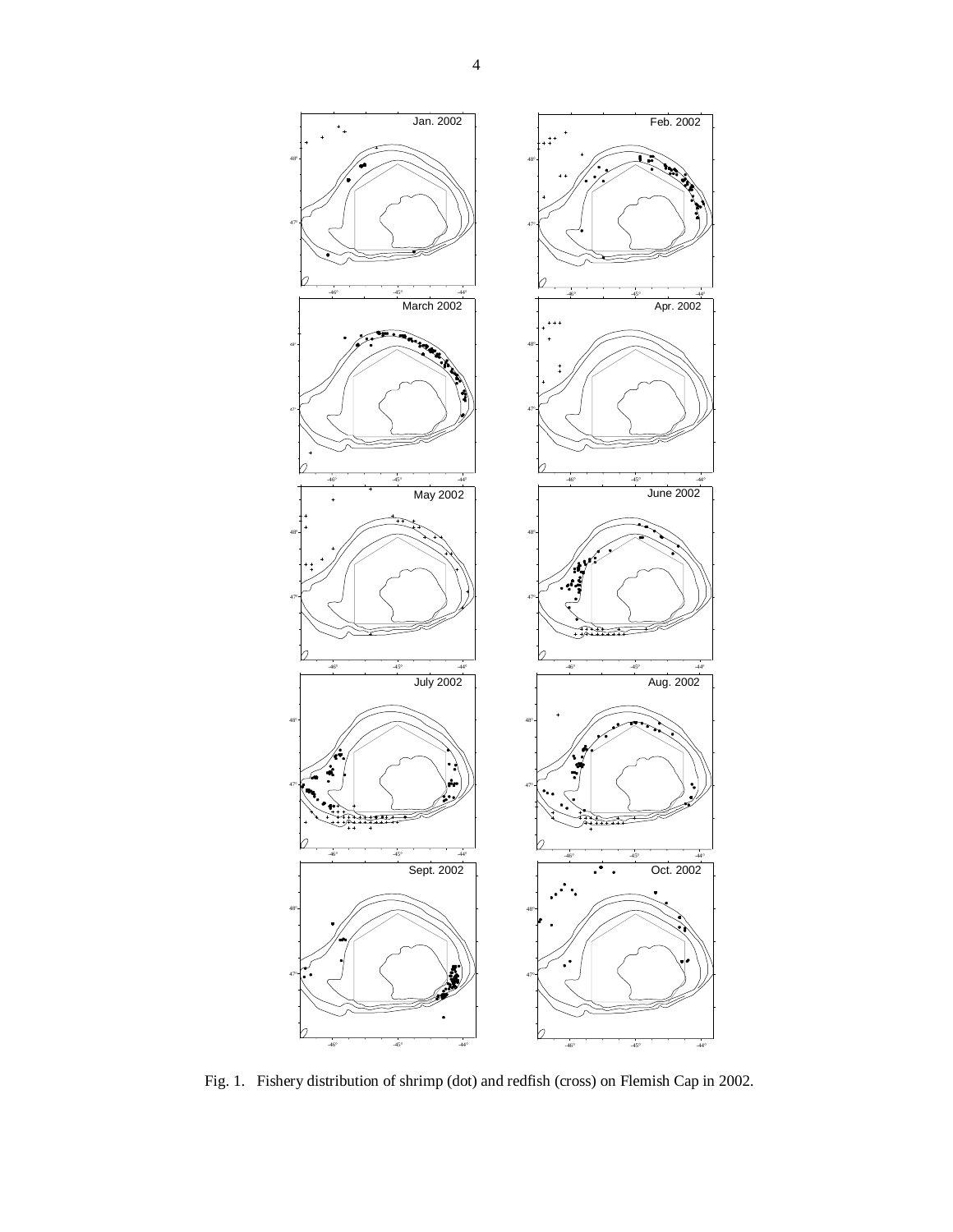Fig. 1. Fishery distribution of shrimp (dot) and redfish (cross) on Flemish Cap in 2002.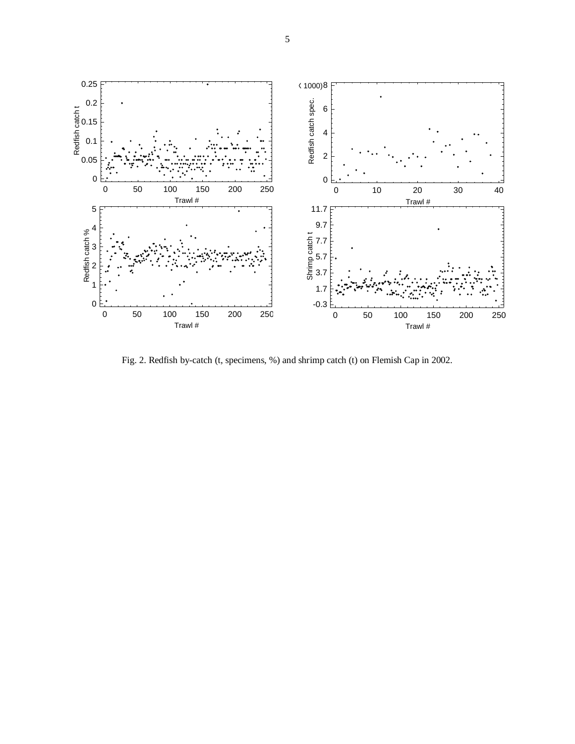Redfish catch t

0.25
0.2
0.15
0.1
0.05
0

0 50 100 150 200 250

Trawl #

(X 1000)

Redfish catch spec.

8
6
4
2
0

0 10 20 30 40

Trawl #

Redfish catch %

5
4
3
2
1
0

0 50 100 150 200 250

Trawl #

Shrimp catch t

11.7
9.7
7.7
5.7
3.7
1.7
-0.3

0 50 100 150 200 250

Trawl #

Fig. 2. Redfish by-catch (t, specimens, %) and shrimp catch (t) on Flemish Cap in 2002.